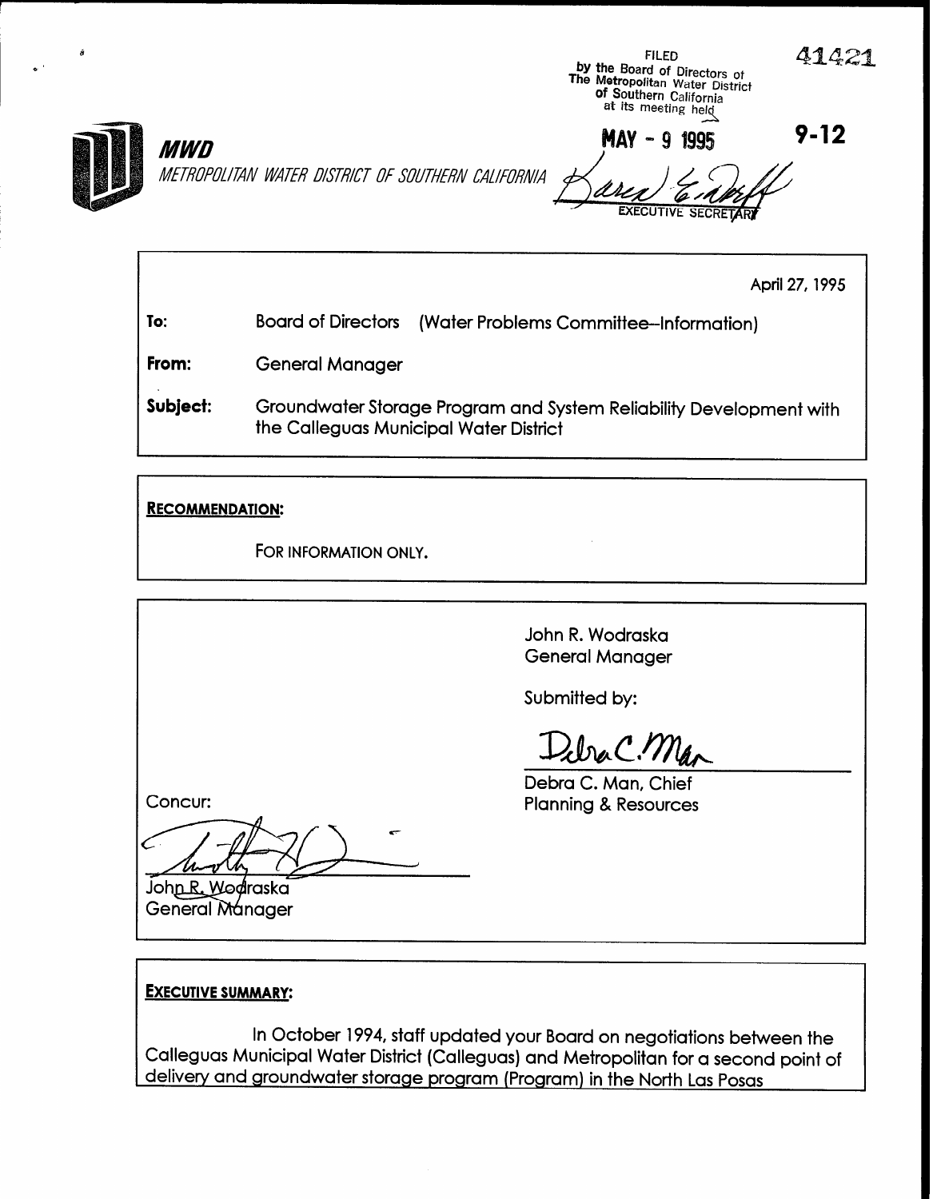FILED
by the Board of Directors of
The Metropolitan Water District
of Southern California
at its meeting held

MAY - 9 1995

EXECUTIVE SECRETARY

41421

9-12

**MWD**

*METROPOLITAN WATER DISTRICT OF SOUTHERN CALIFORNIA*

April 27, 1995

**To:** Board of Directors (Water Problems Committee--Information)

**From:** General Manager

**Subject:** Groundwater Storage Program and System Reliability Development with the Calleguas Municipal Water District

**RECOMMENDATION:**

FOR INFORMATION ONLY.

John R. Wodraska
General Manager

Submitted by:

Debra C. Man, Chief
Planning & Resources

Concur:

John R. Wodraska
General Manager

**EXECUTIVE SUMMARY:**

In October 1994, staff updated your Board on negotiations between the Calleguas Municipal Water District (Calleguas) and Metropolitan for a second point of delivery and groundwater storage program (Program) in the North Las Posas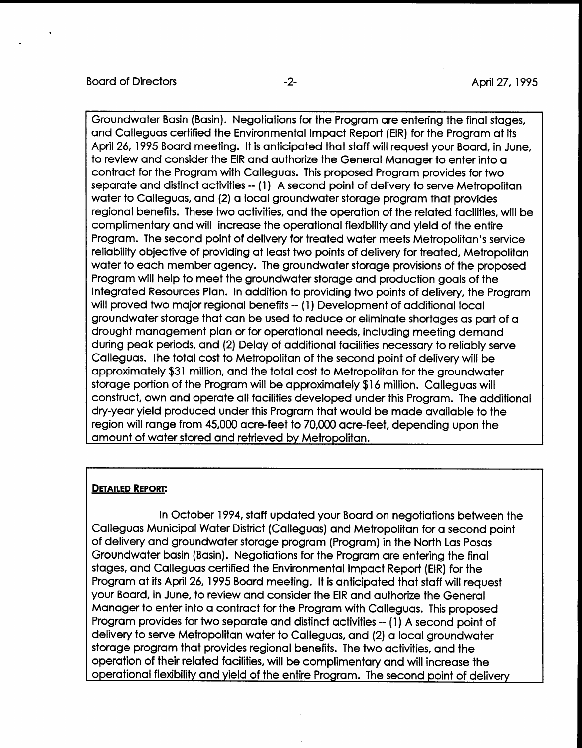Groundwater Basin (Basin). Negotiations for the Program are entering the final stages, and Calleguas certified the Environmental Impact Report (EIR) for the Program at its April 26, 1995 Board meeting. It is anticipated that staff will request your Board, in June, to review and consider the EIR and authorize the General Manager to enter into a contract for the Program with Calleguas. This proposed Program provides for two separate and distinct activities -- (1) A second point of delivery to serve Metropolitan water to Calleguas, and (2) a local groundwater storage program that provides regional benefits. These two activities, and the operation of the related facilities, will be complimentary and will increase the operational flexibility and yield of the entire Program. The second point of delivery for treated water meets Metropolitan's service reliability objective of providing at least two points of delivery for treated, Metropolitan water to each member agency. The groundwater storage provisions of the proposed Program will help to meet the groundwater storage and production goals of the Integrated Resources Plan. In addition to providing two points of delivery, the Program will proved two major regional benefits -- (1) Development of additional local groundwater storage that can be used to reduce or eliminate shortages as part of a drought management plan or for operational needs, including meeting demand during peak periods, and (2) Delay of additional facilities necessary to reliably serve Calleguas. The total cost to Metropolitan of the second point of delivery will be approximately $31 million, and the total cost to Metropolitan for the groundwater storage portion of the Program will be approximately $16 million. Calleguas will construct, own and operate all facilities developed under this Program. The additional dry-year yield produced under this Program that would be made available to the region will range from 45,000 acre-feet to 70,000 acre-feet, depending upon the amount of water stored and retrieved by Metropolitan.

**DETAILED REPORT:**

In October 1994, staff updated your Board on negotiations between the Calleguas Municipal Water District (Calleguas) and Metropolitan for a second point of delivery and groundwater storage program (Program) in the North Las Posas Groundwater basin (Basin). Negotiations for the Program are entering the final stages, and Calleguas certified the Environmental Impact Report (EIR) for the Program at its April 26, 1995 Board meeting. It is anticipated that staff will request your Board, in June, to review and consider the EIR and authorize the General Manager to enter into a contract for the Program with Calleguas. This proposed Program provides for two separate and distinct activities -- (1) A second point of delivery to serve Metropolitan water to Calleguas, and (2) a local groundwater storage program that provides regional benefits. The two activities, and the operation of their related facilities, will be complimentary and will increase the operational flexibility and yield of the entire Program. The second point of delivery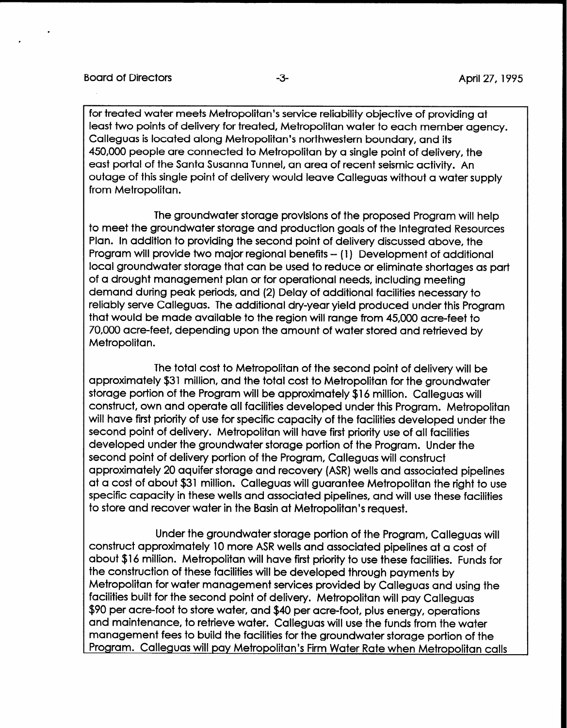for treated water meets Metropolitan's service reliability objective of providing at least two points of delivery for treated, Metropolitan water to each member agency. Calleguas is located along Metropolitan's northwestern boundary, and its 450,000 people are connected to Metropolitan by a single point of delivery, the east portal of the Santa Susanna Tunnel, an area of recent seismic activity. An outage of this single point of delivery would leave Calleguas without a water supply from Metropolitan.

The groundwater storage provisions of the proposed Program will help to meet the groundwater storage and production goals of the Integrated Resources Plan. In addition to providing the second point of delivery discussed above, the Program will provide two major regional benefits -- (1) Development of additional local groundwater storage that can be used to reduce or eliminate shortages as part of a drought management plan or for operational needs, including meeting demand during peak periods, and (2) Delay of additional facilities necessary to reliably serve Calleguas. The additional dry-year yield produced under this Program that would be made available to the region will range from 45,000 acre-feet to 70,000 acre-feet, depending upon the amount of water stored and retrieved by Metropolitan.

The total cost to Metropolitan of the second point of delivery will be approximately $31 million, and the total cost to Metropolitan for the groundwater storage portion of the Program will be approximately $16 million. Calleguas will construct, own and operate all facilities developed under this Program. Metropolitan will have first priority of use for specific capacity of the facilities developed under the second point of delivery. Metropolitan will have first priority use of all facilities developed under the groundwater storage portion of the Program. Under the second point of delivery portion of the Program, Calleguas will construct approximately 20 aquifer storage and recovery (ASR) wells and associated pipelines at a cost of about $31 million. Calleguas will guarantee Metropolitan the right to use specific capacity in these wells and associated pipelines, and will use these facilities to store and recover water in the Basin at Metropolitan's request.

Under the groundwater storage portion of the Program, Calleguas will construct approximately 10 more ASR wells and associated pipelines at a cost of about $16 million. Metropolitan will have first priority to use these facilities. Funds for the construction of these facilities will be developed through payments by Metropolitan for water management services provided by Calleguas and using the facilities built for the second point of delivery. Metropolitan will pay Calleguas $90 per acre-foot to store water, and $40 per acre-foot, plus energy, operations and maintenance, to retrieve water. Calleguas will use the funds from the water management fees to build the facilities for the groundwater storage portion of the Program. Calleguas will pay Metropolitan's Firm Water Rate when Metropolitan calls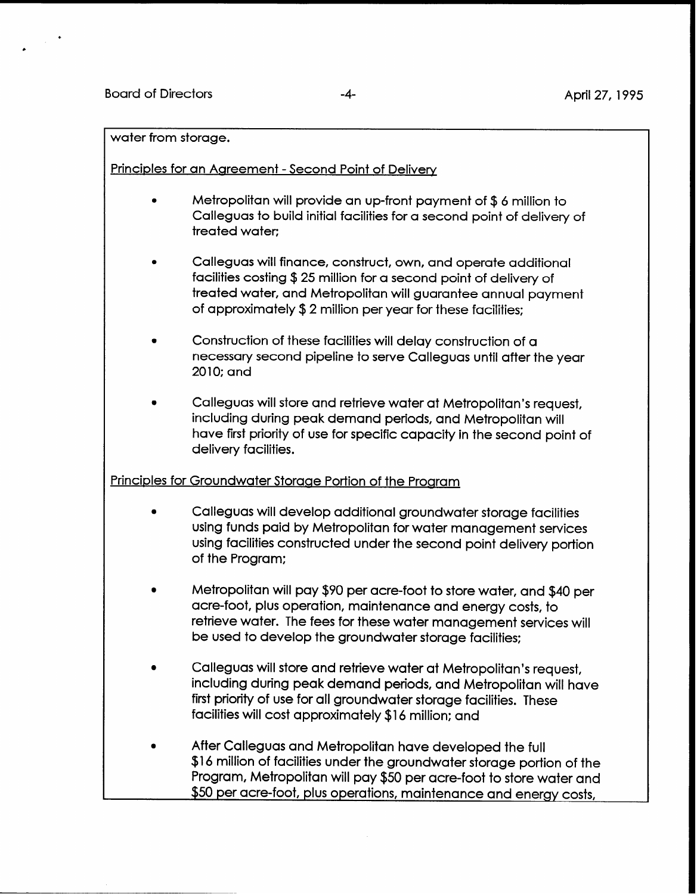water from storage.

Principles for an Agreement - Second Point of Delivery

- Metropolitan will provide an up-front payment of $ 6 million to Calleguas to build initial facilities for a second point of delivery of treated water;

- Calleguas will finance, construct, own, and operate additional facilities costing $ 25 million for a second point of delivery of treated water, and Metropolitan will guarantee annual payment of approximately $ 2 million per year for these facilities;

- Construction of these facilities will delay construction of a necessary second pipeline to serve Calleguas until after the year 2010; and

- Calleguas will store and retrieve water at Metropolitan's request, including during peak demand periods, and Metropolitan will have first priority of use for specific capacity in the second point of delivery facilities.

Principles for Groundwater Storage Portion of the Program

- Calleguas will develop additional groundwater storage facilities using funds paid by Metropolitan for water management services using facilities constructed under the second point delivery portion of the Program;

- Metropolitan will pay $90 per acre-foot to store water, and $40 per acre-foot, plus operation, maintenance and energy costs, to retrieve water. The fees for these water management services will be used to develop the groundwater storage facilities;

- Calleguas will store and retrieve water at Metropolitan's request, including during peak demand periods, and Metropolitan will have first priority of use for all groundwater storage facilities. These facilities will cost approximately $16 million; and

- After Calleguas and Metropolitan have developed the full $16 million of facilities under the groundwater storage portion of the Program, Metropolitan will pay $50 per acre-foot to store water and $50 per acre-foot, plus operations, maintenance and energy costs,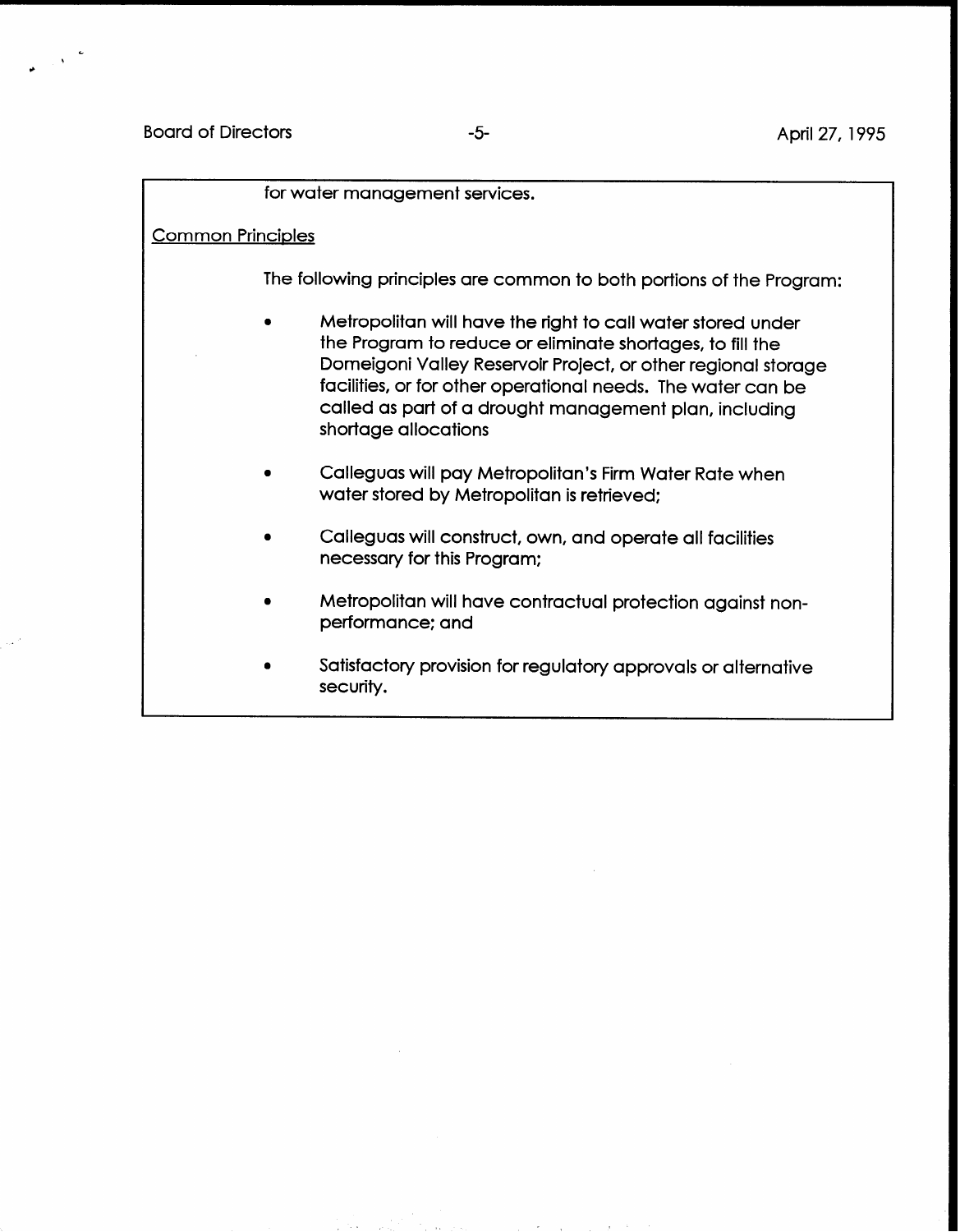for water management services.

Common Principles

The following principles are common to both portions of the Program:

- Metropolitan will have the right to call water stored under the Program to reduce or eliminate shortages, to fill the Domeigoni Valley Reservoir Project, or other regional storage facilities, or for other operational needs. The water can be called as part of a drought management plan, including shortage allocations
- Calleguas will pay Metropolitan's Firm Water Rate when water stored by Metropolitan is retrieved;
- Calleguas will construct, own, and operate all facilities necessary for this Program;
- Metropolitan will have contractual protection against non-performance; and
- Satisfactory provision for regulatory approvals or alternative security.